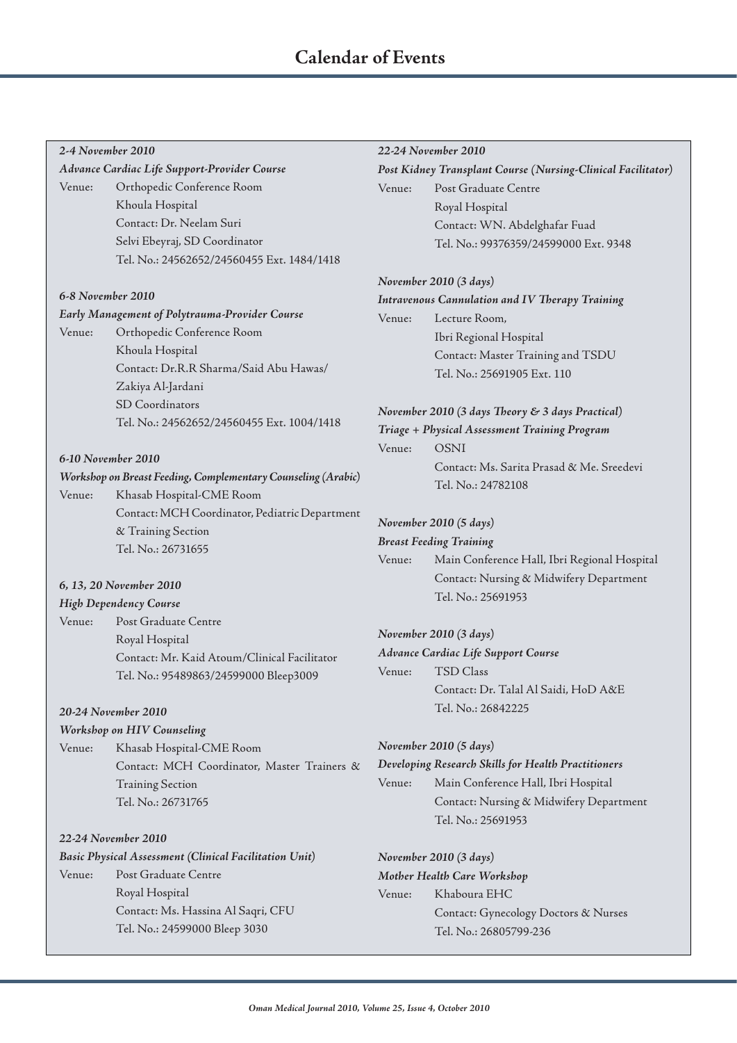# Calendar of Events

*2-4 November 2010*

*Advance Cardiac Life Support-Provider Course*

Venue: Orthopedic Conference Room
Khoula Hospital
Contact: Dr. Neelam Suri
Selvi Ebeyraj, SD Coordinator
Tel. No.: 24562652/24560455 Ext. 1484/1418

*6-8 November 2010*

*Early Management of Polytrauma-Provider Course*

Venue: Orthopedic Conference Room
Khoula Hospital
Contact: Dr.R.R Sharma/Said Abu Hawas/
Zakiya Al-Jardani
SD Coordinators
Tel. No.: 24562652/24560455 Ext. 1004/1418

*6-10 November 2010*

*Workshop on Breast Feeding, Complementary Counseling (Arabic)*

Venue: Khasab Hospital-CME Room
Contact: MCH Coordinator, Pediatric Department
& Training Section
Tel. No.: 26731655

*6, 13, 20 November 2010*

*High Dependency Course*

Venue: Post Graduate Centre
Royal Hospital
Contact: Mr. Kaid Atoum/Clinical Facilitator
Tel. No.: 95489863/24599000 Bleep3009

*20-24 November 2010*

*Workshop on HIV Counseling*

Venue: Khasab Hospital-CME Room
Contact: MCH Coordinator, Master Trainers &
Training Section
Tel. No.: 26731765

*22-24 November 2010*

*Basic Physical Assessment (Clinical Facilitation Unit)*

Venue: Post Graduate Centre
Royal Hospital
Contact: Ms. Hassina Al Saqri, CFU
Tel. No.: 24599000 Bleep 3030

*22-24 November 2010*

*Post Kidney Transplant Course (Nursing-Clinical Facilitator)*

Venue: Post Graduate Centre
Royal Hospital
Contact: WN. Abdelghafar Fuad
Tel. No.: 99376359/24599000 Ext. 9348

*November 2010 (3 days)*

*Intravenous Cannulation and IV Therapy Training*

Venue: Lecture Room,
Ibri Regional Hospital
Contact: Master Training and TSDU
Tel. No.: 25691905 Ext. 110

*November 2010 (3 days Theory & 3 days Practical)*

*Triage + Physical Assessment Training Program*

Venue: OSNI
Contact: Ms. Sarita Prasad & Me. Sreedevi
Tel. No.: 24782108

*November 2010 (5 days)*

*Breast Feeding Training*

Venue: Main Conference Hall, Ibri Regional Hospital
Contact: Nursing & Midwifery Department
Tel. No.: 25691953

*November 2010 (3 days)*

*Advance Cardiac Life Support Course*

Venue: TSD Class
Contact: Dr. Talal Al Saidi, HoD A&E
Tel. No.: 26842225

*November 2010 (5 days)*

*Developing Research Skills for Health Practitioners*

Venue: Main Conference Hall, Ibri Hospital
Contact: Nursing & Midwifery Department
Tel. No.: 25691953

*November 2010 (3 days)*

*Mother Health Care Workshop*

Venue: Khaboura EHC
Contact: Gynecology Doctors & Nurses
Tel. No.: 26805799-236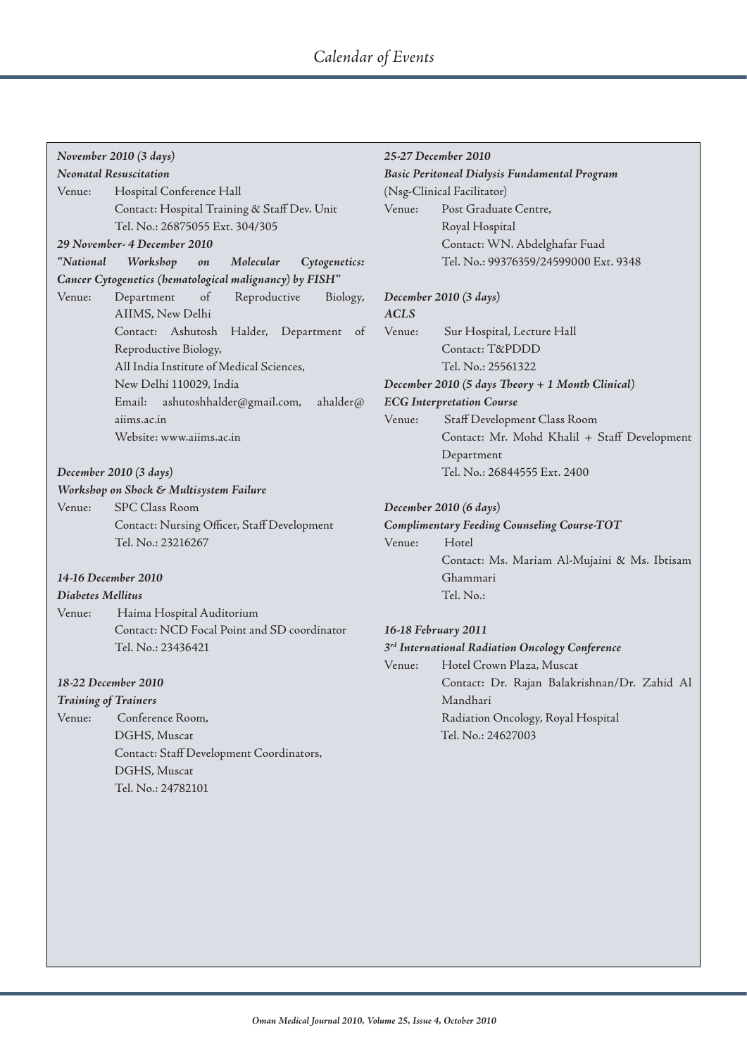# *Calendar of Events*

***November 2010 (3 days)***
***Neonatal Resuscitation***
Venue: Hospital Conference Hall
Contact: Hospital Training & Staff Dev. Unit
Tel. No.: 26875055 Ext. 304/305

***29 November- 4 December 2010***
***"National Workshop on Molecular Cytogenetics: Cancer Cytogenetics (hematological malignancy) by FISH"***
Venue: Department of Reproductive Biology, AIIMS, New Delhi
Contact: Ashutosh Halder, Department of Reproductive Biology,
All India Institute of Medical Sciences,
New Delhi 110029, India
Email: ashutoshhalder@gmail.com, ahalder@aiims.ac.in
Website: www.aiims.ac.in

***December 2010 (3 days)***
***Workshop on Shock & Multisystem Failure***
Venue: SPC Class Room
Contact: Nursing Officer, Staff Development
Tel. No.: 23216267

***14-16 December 2010***
***Diabetes Mellitus***
Venue: Haima Hospital Auditorium
Contact: NCD Focal Point and SD coordinator
Tel. No.: 23436421

***18-22 December 2010***
***Training of Trainers***
Venue: Conference Room,
DGHS, Muscat
Contact: Staff Development Coordinators,
DGHS, Muscat
Tel. No.: 24782101

***25-27 December 2010***
***Basic Peritoneal Dialysis Fundamental Program***
(Nsg-Clinical Facilitator)
Venue: Post Graduate Centre,
Royal Hospital
Contact: WN. Abdelghafar Fuad
Tel. No.: 99376359/24599000 Ext. 9348

***December 2010 (3 days)***
***ACLS***
Venue: Sur Hospital, Lecture Hall
Contact: T&PDDD
Tel. No.: 25561322

***December 2010 (5 days Theory + 1 Month Clinical)***
***ECG Interpretation Course***
Venue: Staff Development Class Room
Contact: Mr. Mohd Khalil + Staff Development Department
Tel. No.: 26844555 Ext. 2400

***December 2010 (6 days)***
***Complimentary Feeding Counseling Course-TOT***
Venue: Hotel
Contact: Ms. Mariam Al-Mujaini & Ms. Ibtisam Ghammari
Tel. No.:

***16-18 February 2011***
***3rd International Radiation Oncology Conference***
Venue: Hotel Crown Plaza, Muscat
Contact: Dr. Rajan Balakrishnan/Dr. Zahid Al Mandhari
Radiation Oncology, Royal Hospital
Tel. No.: 24627003